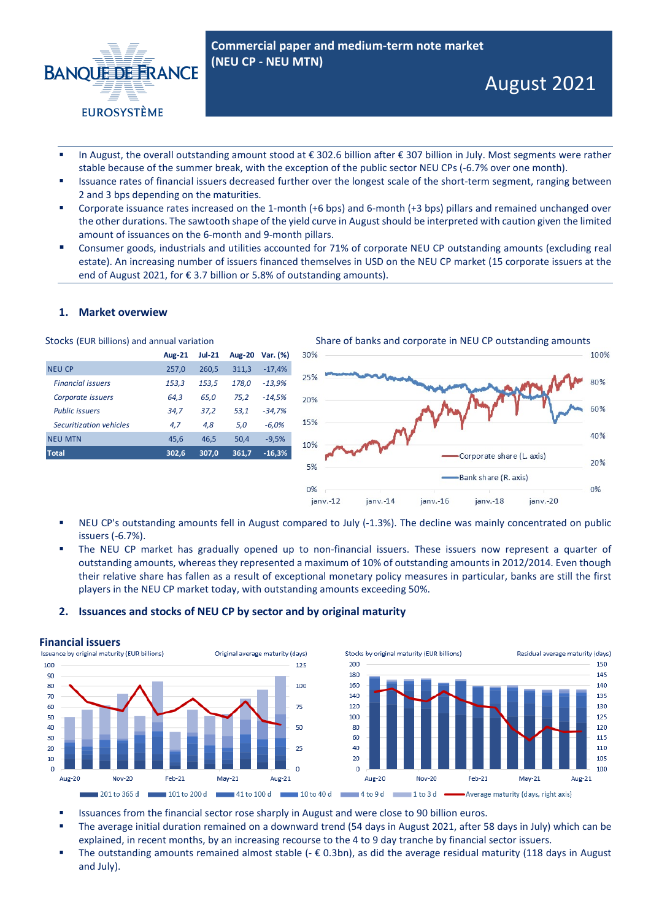# Commercial paper and medium-term note market (NEU CP - NEU MTN)

## August 2021

- In August, the overall outstanding amount stood at € 302.6 billion after € 307 billion in July. Most segments were rather stable because of the summer break, with the exception of the public sector NEU CPs (-6.7% over one month).
- Issuance rates of financial issuers decreased further over the longest scale of the short-term segment, ranging between 2 and 3 bps depending on the maturities.
- Corporate issuance rates increased on the 1-month (+6 bps) and 6-month (+3 bps) pillars and remained unchanged over the other durations. The sawtooth shape of the yield curve in August should be interpreted with caution given the limited amount of issuances on the 6-month and 9-month pillars.
- Consumer goods, industrials and utilities accounted for 71% of corporate NEU CP outstanding amounts (excluding real estate). An increasing number of issuers financed themselves in USD on the NEU CP market (15 corporate issuers at the end of August 2021, for € 3.7 billion or 5.8% of outstanding amounts).

## 1. Market overwiew

Stocks (EUR billions) and annual variation

| | Aug-21 | Jul-21 | Aug-20 | Var. (%) |
|---|---|---|---|---|
| NEU CP | 257,0 | 260,5 | 311,3 | -17,4% |
| *Financial issuers* | *153,3* | *153,5* | *178,0* | *-13,9%* |
| *Corporate issuers* | *64,3* | *65,0* | *75,2* | *-14,5%* |
| *Public issuers* | *34,7* | *37,2* | *53,1* | *-34,7%* |
| *Securitization vehicles* | *4,7* | *4,8* | *5,0* | *-6,0%* |
| NEU MTN | 45,6 | 46,5 | 50,4 | -9,5% |
| **Total** | **302,6** | **307,0** | **361,7** | **-16,3%** |

Share of banks and corporate in NEU CP outstanding amounts

- NEU CP's outstanding amounts fell in August compared to July (-1.3%). The decline was mainly concentrated on public issuers (-6.7%).
- The NEU CP market has gradually opened up to non-financial issuers. These issuers now represent a quarter of outstanding amounts, whereas they represented a maximum of 10% of outstanding amounts in 2012/2014. Even though their relative share has fallen as a result of exceptional monetary policy measures in particular, banks are still the first players in the NEU CP market today, with outstanding amounts exceeding 50%.

## 2. Issuances and stocks of NEU CP by sector and by original maturity

### Financial issuers

- Issuances from the financial sector rose sharply in August and were close to 90 billion euros.
- The average initial duration remained on a downward trend (54 days in August 2021, after 58 days in July) which can be explained, in recent months, by an increasing recourse to the 4 to 9 day tranche by financial sector issuers.
- The outstanding amounts remained almost stable (- € 0.3bn), as did the average residual maturity (118 days in August and July).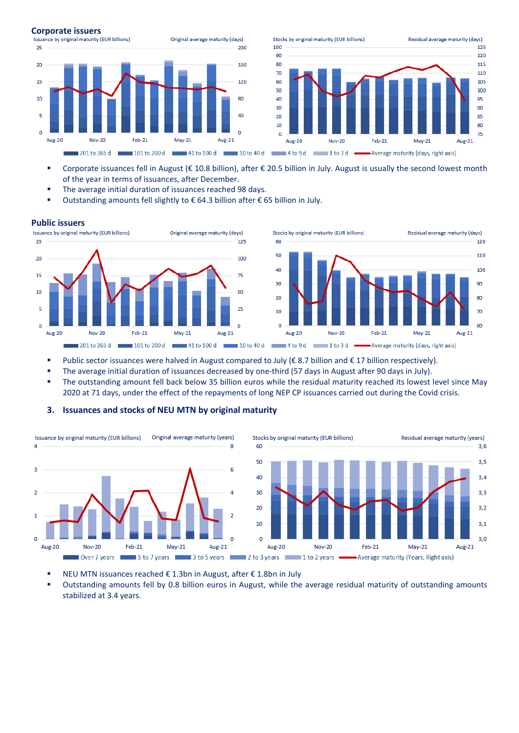## Corporate issuers

- Corporate issuances fell in August (€ 10.8 billion), after € 20.5 billion in July. August is usually the second lowest month of the year in terms of issuances, after December.
- The average initial duration of issuances reached 98 days.
- Outstanding amounts fell slightly to € 64.3 billion after € 65 billion in July.

## Public issuers

- Public sector issuances were halved in August compared to July (€ 8.7 billion and € 17 billion respectively).
- The average initial duration of issuances decreased by one-third (57 days in August after 90 days in July).
- The outstanding amount fell back below 35 billion euros while the residual maturity reached its lowest level since May 2020 at 71 days, under the effect of the repayments of long NEP CP issuances carried out during the Covid crisis.

### 3. Issuances and stocks of NEU MTN by original maturity

- NEU MTN issuances reached € 1.3bn in August, after € 1.8bn in July
- Outstanding amounts fell by 0.8 billion euros in August, while the average residual maturity of outstanding amounts stabilized at 3.4 years.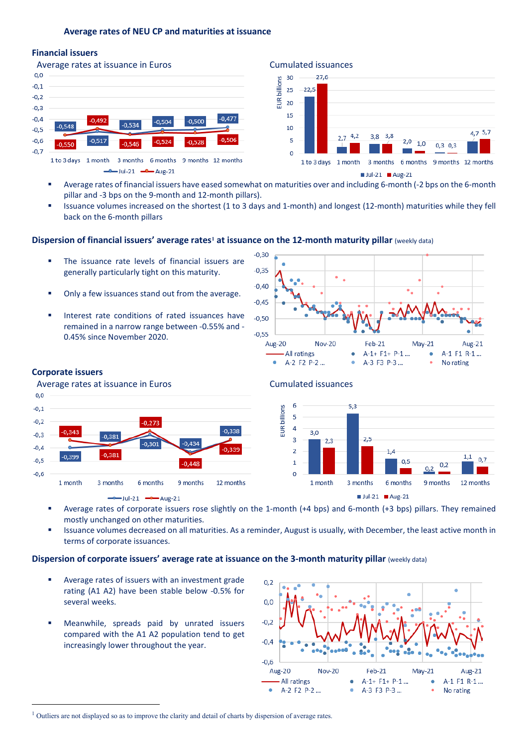# Average rates of NEU CP and maturities at issuance

## Financial issuers

Average rates at issuance in Euros

| | 1 to 3 days | 1 month | 3 months | 6 months | 9 months | 12 months |
|---|---|---|---|---|---|---|
| Jul-21 | -0,548 | -0,517 | -0,534 | -0,504 | -0,500 | -0,477 |
| Aug-21 | -0,550 | -0,492 | -0,546 | -0,524 | -0,528 | -0,506 |

Cumulated issuances (EUR billions)

| | 1 to 3 days | 1 month | 3 months | 6 months | 9 months | 12 months |
|---|---|---|---|---|---|---|
| Jul-21 | 22,5 | 2,7 | 3,8 | 2,0 | 0,3 | 4,7 |
| Aug-21 | 27,6 | 4,2 | 3,8 | 1,0 | 0,3 | 5,7 |

- Average rates of financial issuers have eased somewhat on maturities over and including 6-month (-2 bps on the 6-month pillar and -3 bps on the 9-month and 12-month pillars).
- Issuance volumes increased on the shortest (1 to 3 days and 1-month) and longest (12-month) maturities while they fell back on the 6-month pillars

### Dispersion of financial issuers' average rates[1] at issuance on the 12-month maturity pillar (weekly data)

- The issuance rate levels of financial issuers are generally particularly tight on this maturity.
- Only a few issuances stand out from the average.
- Interest rate conditions of rated issuances have remained in a narrow range between -0.55% and -0.45% since November 2020.

## Corporate issuers

Average rates at issuance in Euros

| | 1 month | 3 months | 6 months | 9 months | 12 months |
|---|---|---|---|---|---|
| Jul-21 | -0,399 | -0,381 | -0,301 | -0,434 | -0,338 |
| Aug-21 | -0,343 | -0,381 | -0,273 | -0,448 | -0,339 |

Cumulated issuances (EUR billions)

| | 1 month | 3 months | 6 months | 9 months | 12 months |
|---|---|---|---|---|---|
| Jul-21 | 3,0 | 5,3 | 1,4 | 0,2 | 1,1 |
| Aug-21 | 2,3 | 2,5 | 0,5 | 0,2 | 0,7 |

- Average rates of corporate issuers rose slightly on the 1-month (+4 bps) and 6-month (+3 bps) pillars. They remained mostly unchanged on other maturities.
- Issuance volumes decreased on all maturities. As a reminder, August is usually, with December, the least active month in terms of corporate issuances.

### Dispersion of corporate issuers' average rate at issuance on the 3-month maturity pillar (weekly data)

- Average rates of issuers with an investment grade rating (A1 A2) have been stable below -0.5% for several weeks.
- Meanwhile, spreads paid by unrated issuers compared with the A1 A2 population tend to get increasingly lower throughout the year.

[1] Outliers are not displayed so as to improve the clarity and detail of charts by dispersion of average rates.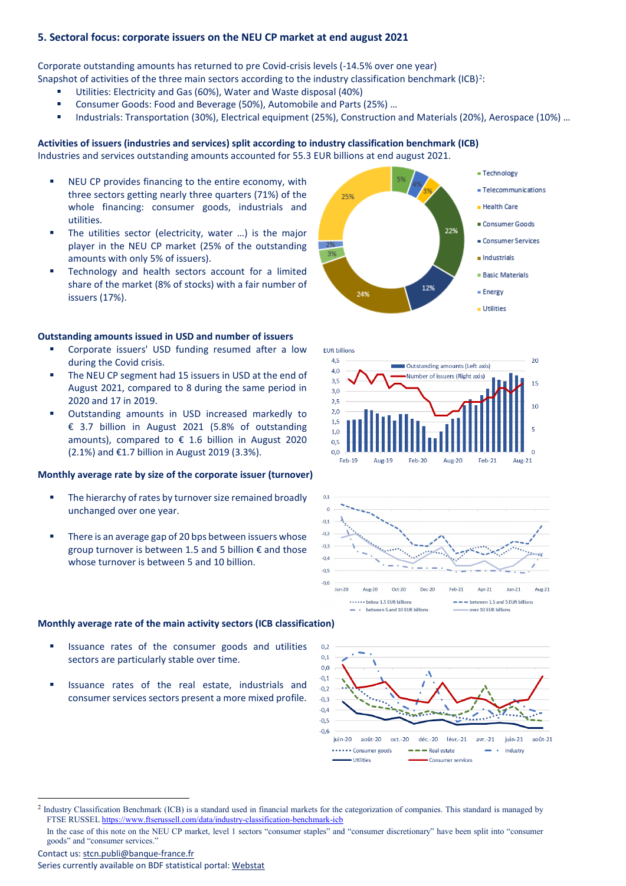### 5. Sectoral focus: corporate issuers on the NEU CP market at end august 2021

Corporate outstanding amounts has returned to pre Covid-crisis levels (-14.5% over one year)
Snapshot of activities of the three main sectors according to the industry classification benchmark (ICB)[2]:

- Utilities: Electricity and Gas (60%), Water and Waste disposal (40%)
- Consumer Goods: Food and Beverage (50%), Automobile and Parts (25%) …
- Industrials: Transportation (30%), Electrical equipment (25%), Construction and Materials (20%), Aerospace (10%) …

**Activities of issuers (industries and services) split according to industry classification benchmark (ICB)**
Industries and services outstanding amounts accounted for 55.3 EUR billions at end august 2021.

- NEU CP provides financing to the entire economy, with three sectors getting nearly three quarters (71%) of the whole financing: consumer goods, industrials and utilities.
- The utilities sector (electricity, water …) is the major player in the NEU CP market (25% of the outstanding amounts with only 5% of issuers).
- Technology and health sectors account for a limited share of the market (8% of stocks) with a fair number of issuers (17%).

5%
4%
3%
22%
12%
24%
3%
2%
25%

Technology
Telecommunications
Health Care
Consumer Goods
Consumer Services
Industrials
Basic Materials
Energy
Utilities

**Outstanding amounts issued in USD and number of issuers**

- Corporate issuers' USD funding resumed after a low during the Covid crisis.
- The NEU CP segment had 15 issuers in USD at the end of August 2021, compared to 8 during the same period in 2020 and 17 in 2019.
- Outstanding amounts in USD increased markedly to € 3.7 billion in August 2021 (5.8% of outstanding amounts), compared to € 1.6 billion in August 2020 (2.1%) and €1.7 billion in August 2019 (3.3%).

EUR billions
Outstanding amounts (Left axis)
Number of issuers (Right axis)
4,5 4,0 3,5 3,0 2,5 2,0 1,5 1,0 0,5 0,0
20 15 10 5 0
Feb-19 Aug-19 Feb-20 Aug-20 Feb-21 Aug-21

**Monthly average rate by size of the corporate issuer (turnover)**

- The hierarchy of rates by turnover size remained broadly unchanged over one year.
- There is an average gap of 20 bps between issuers whose group turnover is between 1.5 and 5 billion € and those whose turnover is between 5 and 10 billion.

0,1 0 -0,1 -0,2 -0,3 -0,4 -0,5 -0,6
Jun-20 Aug-20 Oct-20 Dec-20 Feb-21 Apr-21 Jun-21 Aug-21
below 1.5 EUR billions
between 1.5 and 5 EUR billions
between 5 and 10 EUR billions
over 10 EUR billions

**Monthly average rate of the main activity sectors (ICB classification)**

- Issuance rates of the consumer goods and utilities sectors are particularly stable over time.
- Issuance rates of the real estate, industrials and consumer services sectors present a more mixed profile.

0,2 0,1 0,0 -0,1 -0,2 -0,3 -0,4 -0,5 -0,6
juin-20 août-20 oct.-20 déc.-20 févr.-21 avr.-21 juin-21 août-21
Consumer goods
Real estate
Industry
Utilities
Consumer services

---

[2] Industry Classification Benchmark (ICB) is a standard used in financial markets for the categorization of companies. This standard is managed by FTSE RUSSEL https://www.ftserussell.com/data/industry-classification-benchmark-icb
In the case of this note on the NEU CP market, level 1 sectors "consumer staples" and "consumer discretionary" have been split into "consumer goods" and "consumer services."

Contact us: stcn.publi@banque-france.fr
Series currently available on BDF statistical portal: Webstat